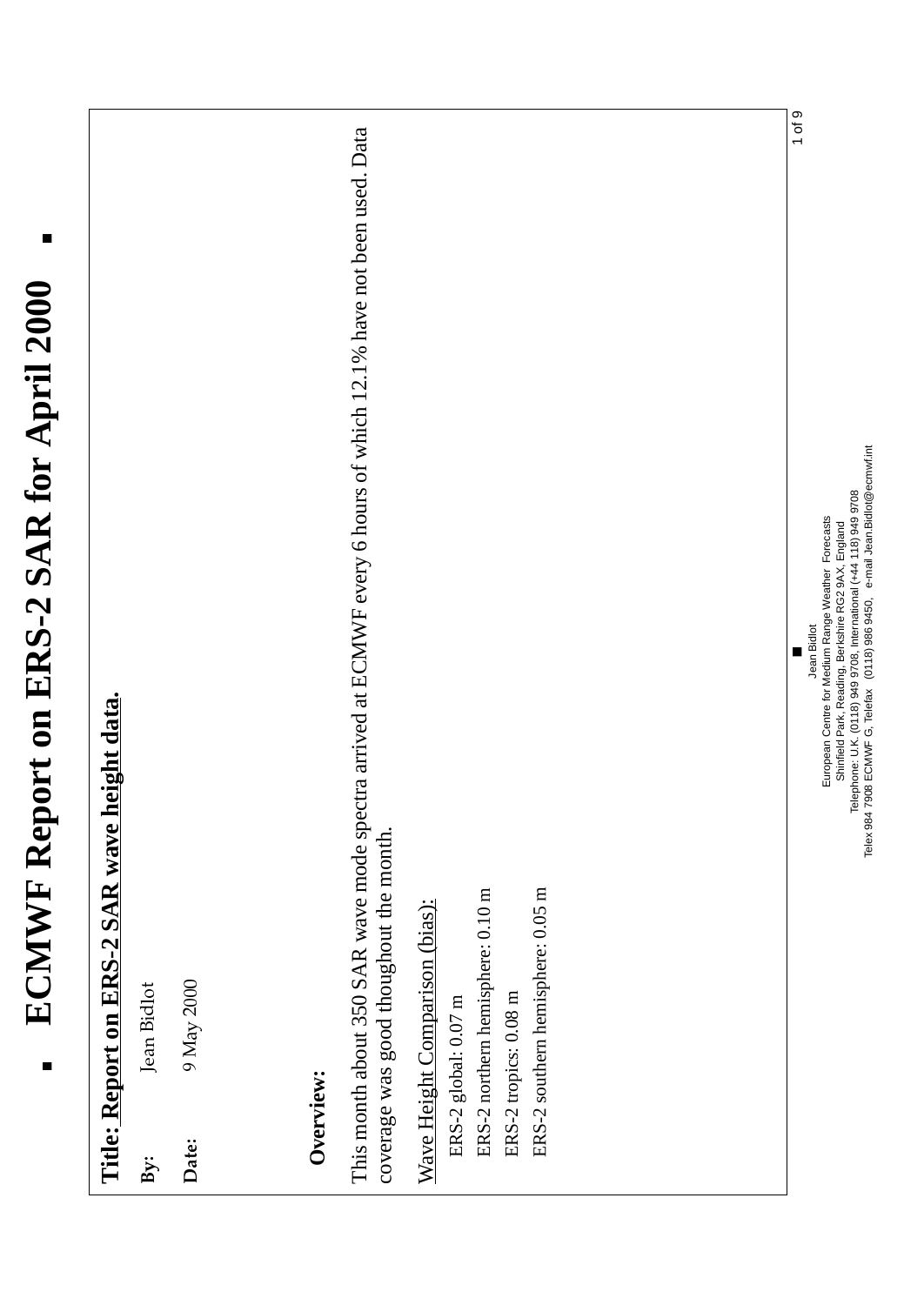# ECMWF Report on ERS-2 SAR for April 2000

**Title:** **Report on ERS-2 SAR wave height data.**

**By:** Jean Bidlot

**Date:** 9 May 2000

**Overview:**

This month about 350 SAR wave mode spectra arrived at ECMWF every 6 hours of which 12.1% have not been used. Data coverage was good thoughout the month.

Wave Height Comparison (bias):

- ERS-2 global: 0.07 m
- ERS-2 northern hemisphere: 0.10 m
- ERS-2 tropics: 0.08 m
- ERS-2 southern hemisphere: 0.05 m

Jean Bidlot
European Centre for Medium Range Weather Forecasts
Shinfield Park, Reading, Berkshire RG2 9AX, England
Telephone: U.K. (0118) 949 9708, International (+44 118) 949 9708
Telex 984 7908 ECMWF G, Telefax (0118) 986 9450, e-mail Jean.Bidlot@ecmwf.int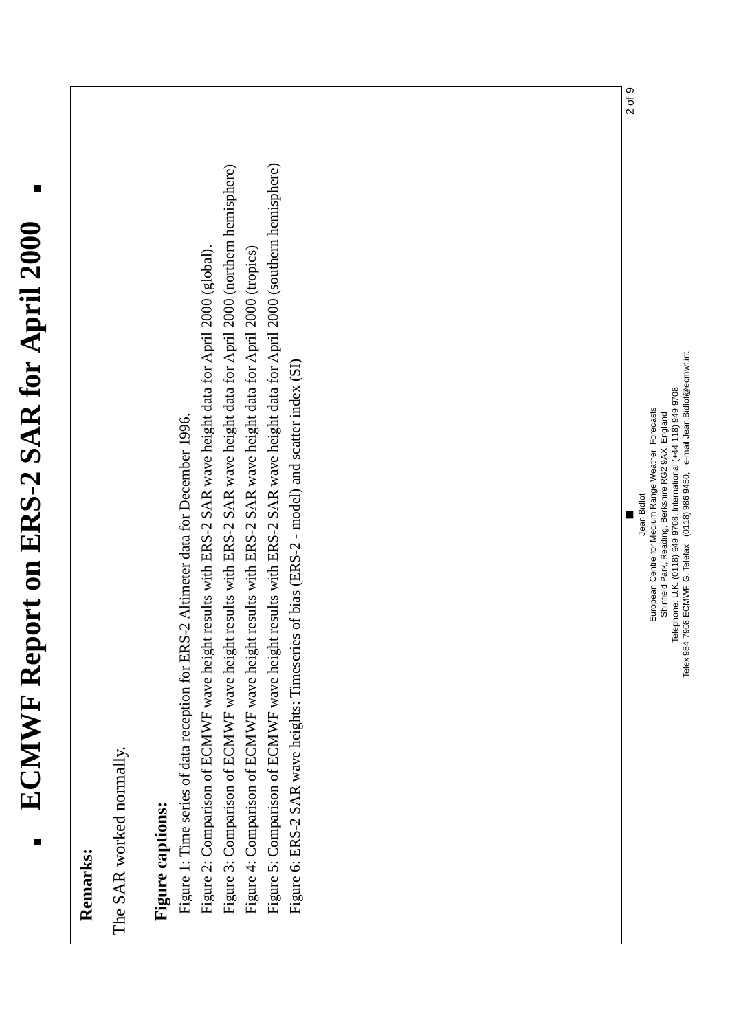# ECMWF Report on ERS-2 SAR for April 2000

**Remarks:**

The SAR worked normally.

**Figure captions:**

Figure 1: Time series of data reception for ERS-2 Altimeter data for December 1996.

Figure 2: Comparison of ECMWF wave height results with ERS-2 SAR wave height data for April 2000 (global).

Figure 3: Comparison of ECMWF wave height results with ERS-2 SAR wave height data for April 2000 (northern hemisphere)

Figure 4: Comparison of ECMWF wave height results with ERS-2 SAR wave height data for April 2000 (tropics)

Figure 5: Comparison of ECMWF wave height results with ERS-2 SAR wave height data for April 2000 (southern hemisphere)

Figure 6: ERS-2 SAR wave heights: Timeseries of bias (ERS-2 - model) and scatter index (SI)

Jean Bidlot
European Centre for Medium Range Weather Forecasts
Shinfield Park, Reading, Berkshire RG2 9AX, England
Telephone: U.K. (0118) 949 9708, International (+44 118) 949 9708
Telex 984 7908 ECMWF G, Telefax (0118) 986 9450, e-mail Jean.Bidlot@ecmwf.int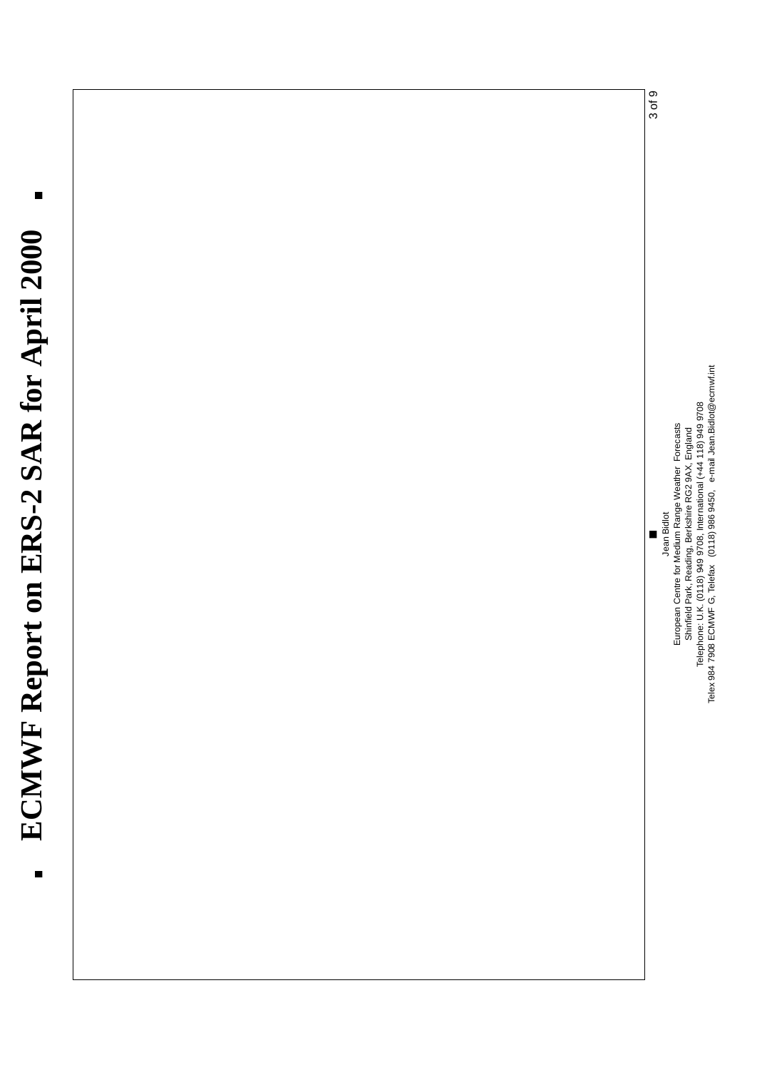# ECMWF Report on ERS-2 SAR for April 2000

Jean Bidlot
European Centre for Medium Range Weather Forecasts
Shinfield Park, Reading, Berkshire RG2 9AX, England
Telephone: U.K. (0118) 949 9708, International (+44 118) 949 9708
Telex 984 7908 ECMWF G, Telefax (0118) 986 9450, e-mail Jean.Bidlot@ecmwf.int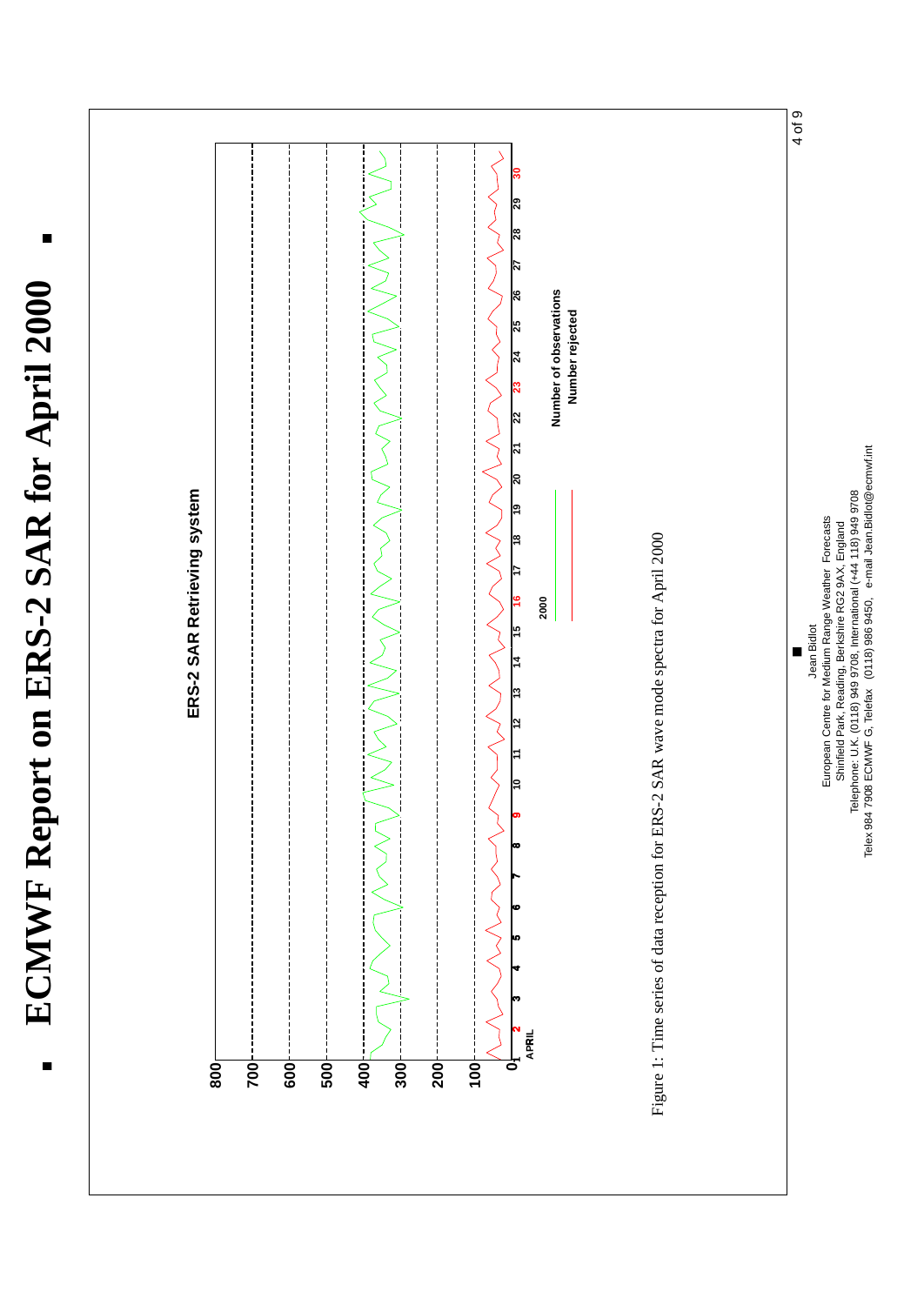# ECMWF Report on ERS-2 SAR for April 2000

**ERS-2 SAR Retrieving system**

Figure 1: Time series of data reception for ERS-2 SAR wave mode spectra for April 2000

Jean Bidlot
European Centre for Medium Range Weather Forecasts
Shinfield Park, Reading, Berkshire RG2 9AX, England
Telephone: U.K. (0118) 949 9708, International (+44 118) 949 9708
Telex 984 7908 ECMWF G, Telefax (0118) 986 9450, e-mail Jean.Bidlot@ecmwf.int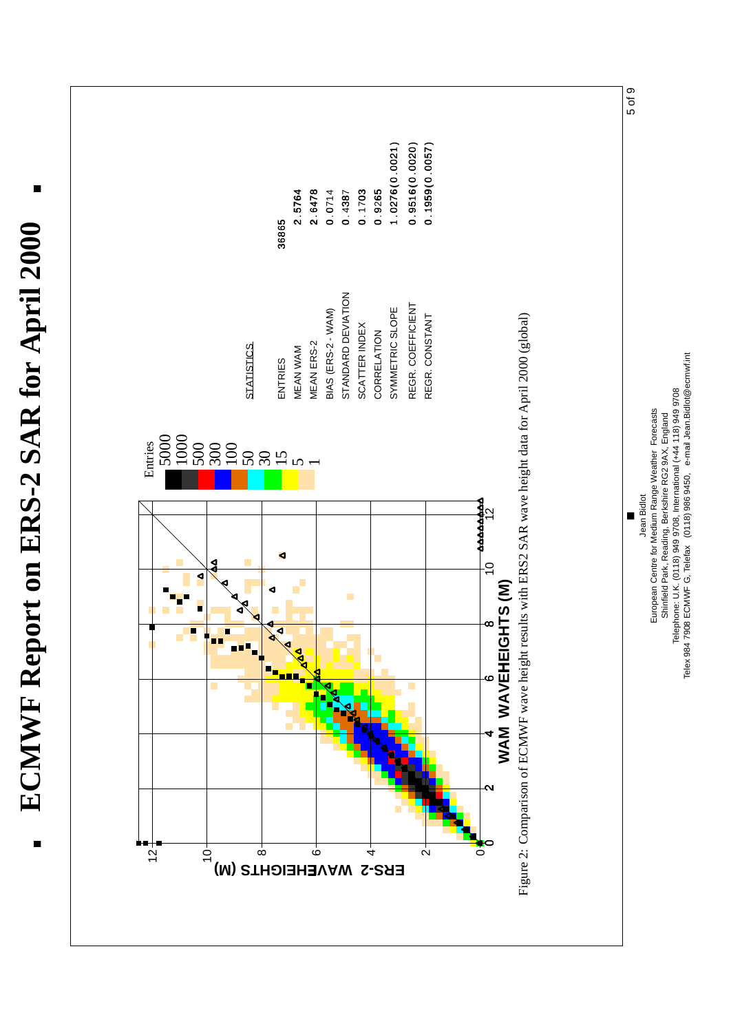# ECMWF Report on ERS-2 SAR for April 2000

| STATISTICS | |
|---|---|
| ENTRIES | 36865 |
| MEAN WAM | 2.5764 |
| MEAN ERS-2 | 2.6478 |
| BIAS (ERS-2 - WAM) | 0.0714 |
| STANDARD DEVIATION | 0.4387 |
| SCATTER INDEX | 0.1703 |
| CORRELATION | 0.9265 |
| SYMMETRIC SLOPE | 1.0276(0.0021) |
| REGR. COEFFICIENT | 0.9516(0.0020) |
| REGR. CONSTANT | 0.1959(0.0057) |

Figure 2: Comparison of ECMWF wave height results with ERS2 SAR wave height data for April 2000 (global)

Jean Bidlot
European Centre for Medium Range Weather Forecasts
Shinfield Park, Reading, Berkshire RG2 9AX, England
Telephone: U.K. (0118) 949 9708, International (+44 118) 949 9708
Telex 984 7908 ECMWF G, Telefax (0118) 986 9450, e-mail Jean.Bidlot@ecmwf.int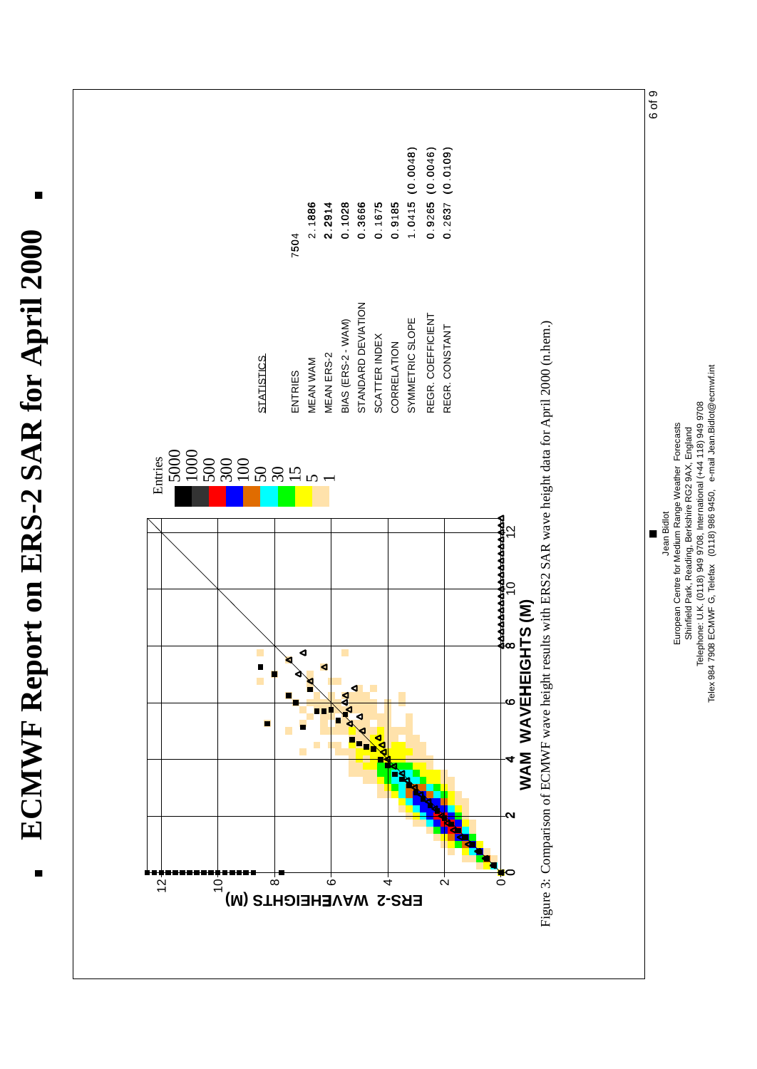# ECMWF Report on ERS-2 SAR for April 2000

| STATISTICS | |
|---|---|
| ENTRIES | 7504 |
| MEAN WAM | 2.1886 |
| MEAN ERS-2 | 2.2914 |
| BIAS (ERS-2 - WAM) | 0.1028 |
| STANDARD DEVIATION | 0.3666 |
| SCATTER INDEX | 0.1675 |
| CORRELATION | 0.9185 |
| SYMMETRIC SLOPE | 1.0415 (0.0048) |
| REGR. COEFFICIENT | 0.9265 (0.0046) |
| REGR. CONSTANT | 0.2637 (0.0109) |

Figure 3: Comparison of ECMWF wave height results with ERS2 SAR wave height data for April 2000 (n.hem.)

Jean Bidlot
European Centre for Medium Range Weather Forecasts
Shinfield Park, Reading, Berkshire RG2 9AX, England
Telephone: U.K. (0118) 949 9708, International (+44 118) 949 9708
Telex 984 7908 ECMWF G, Telefax (0118) 986 9450, e-mail Jean.Bidlot@ecmwf.int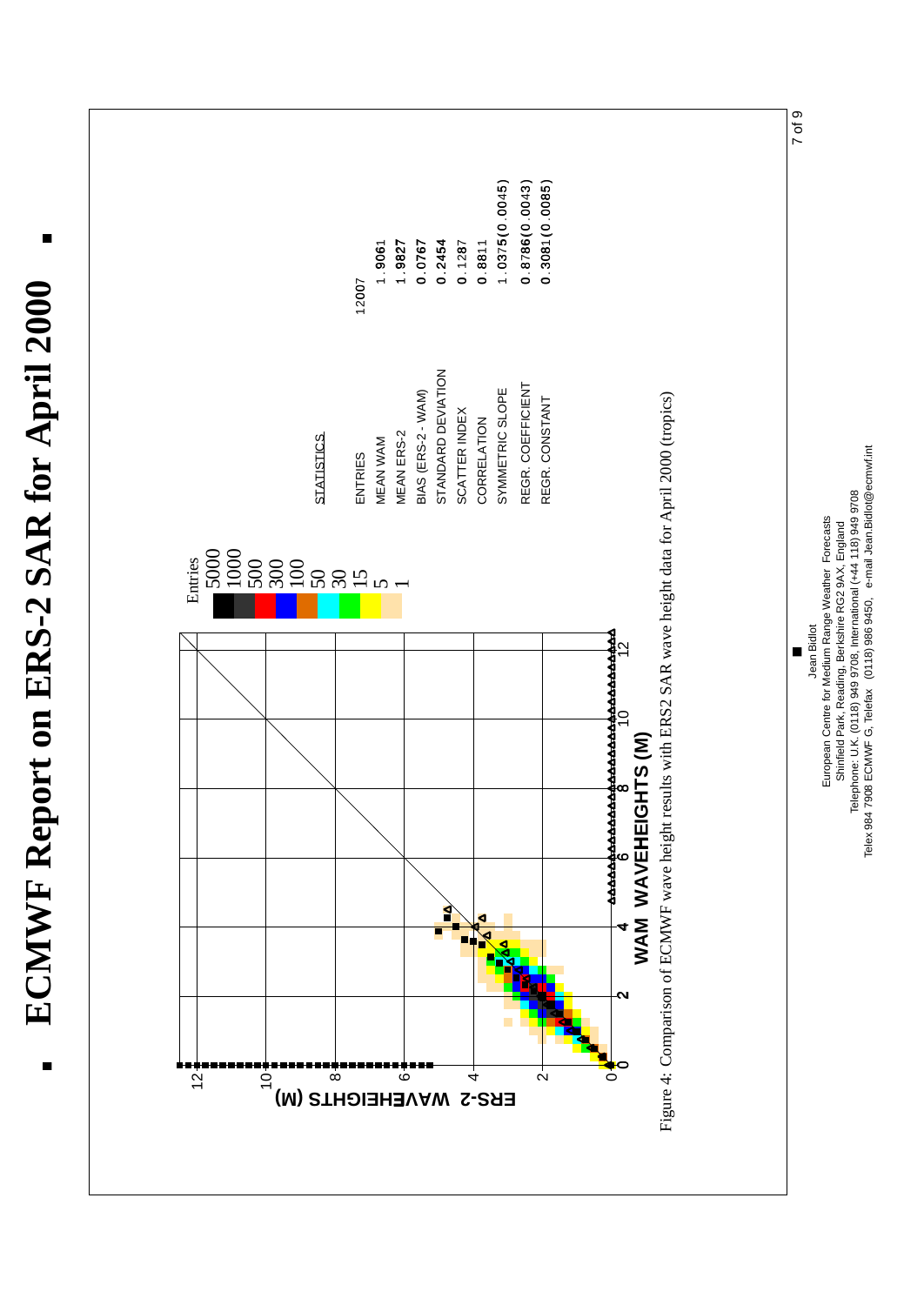# ECMWF Report on ERS-2 SAR for April 2000

| STATISTICS | |
|---|---|
| ENTRIES | 12007 |
| MEAN WAM | 1.9061 |
| MEAN ERS-2 | 1.9827 |
| BIAS (ERS-2 - WAM) | 0.0767 |
| STANDARD DEVIATION | 0.2454 |
| SCATTER INDEX | 0.1287 |
| CORRELATION | 0.8811 |
| SYMMETRIC SLOPE | 1.0375(0.0045) |
| REGR. COEFFICIENT | 0.8786(0.0043) |
| REGR. CONSTANT | 0.3081(0.0085) |

Figure 4: Comparison of ECMWF wave height results with ERS2 SAR wave height data for April 2000 (tropics)

Jean Bidlot
European Centre for Medium Range Weather Forecasts
Shinfield Park, Reading, Berkshire RG2 9AX, England
Telephone: U.K. (0118) 949 9708, International (+44 118) 949 9708
Telex 984 7908 ECMWF G, Telefax (0118) 986 9450, e-mail Jean.Bidlot@ecmwf.int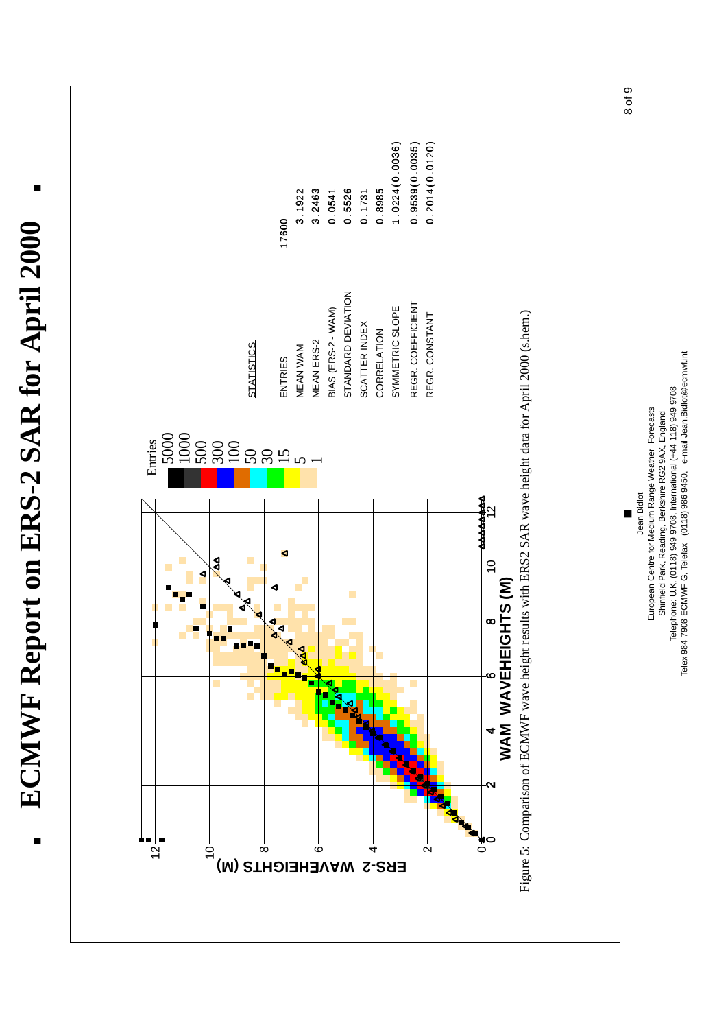# ECMWF Report on ERS-2 SAR for April 2000

| STATISTICS | |
|---|---|
| ENTRIES | 17600 |
| MEAN WAM | 3.1922 |
| MEAN ERS-2 | 3.2463 |
| BIAS (ERS-2 - WAM) | 0.0541 |
| STANDARD DEVIATION | 0.5526 |
| SCATTER INDEX | 0.1731 |
| CORRELATION | 0.8985 |
| SYMMETRIC SLOPE | 1.0224 (0.0036) |
| REGR. COEFFICIENT | 0.9539 (0.0035) |
| REGR. CONSTANT | 0.2014 (0.0120) |

Figure 5: Comparison of ECMWF wave height results with ERS2 SAR wave height data for April 2000 (s.hem.)

Jean Bidlot
European Centre for Medium Range Weather Forecasts
Shinfield Park, Reading, Berkshire RG2 9AX, England
Telephone: U.K. (0118) 949 9708, International (+44 118) 949 9708
Telex 984 7908 ECMWF G, Telefax (0118) 986 9450, e-mail Jean.Bidlot@ecmwf.int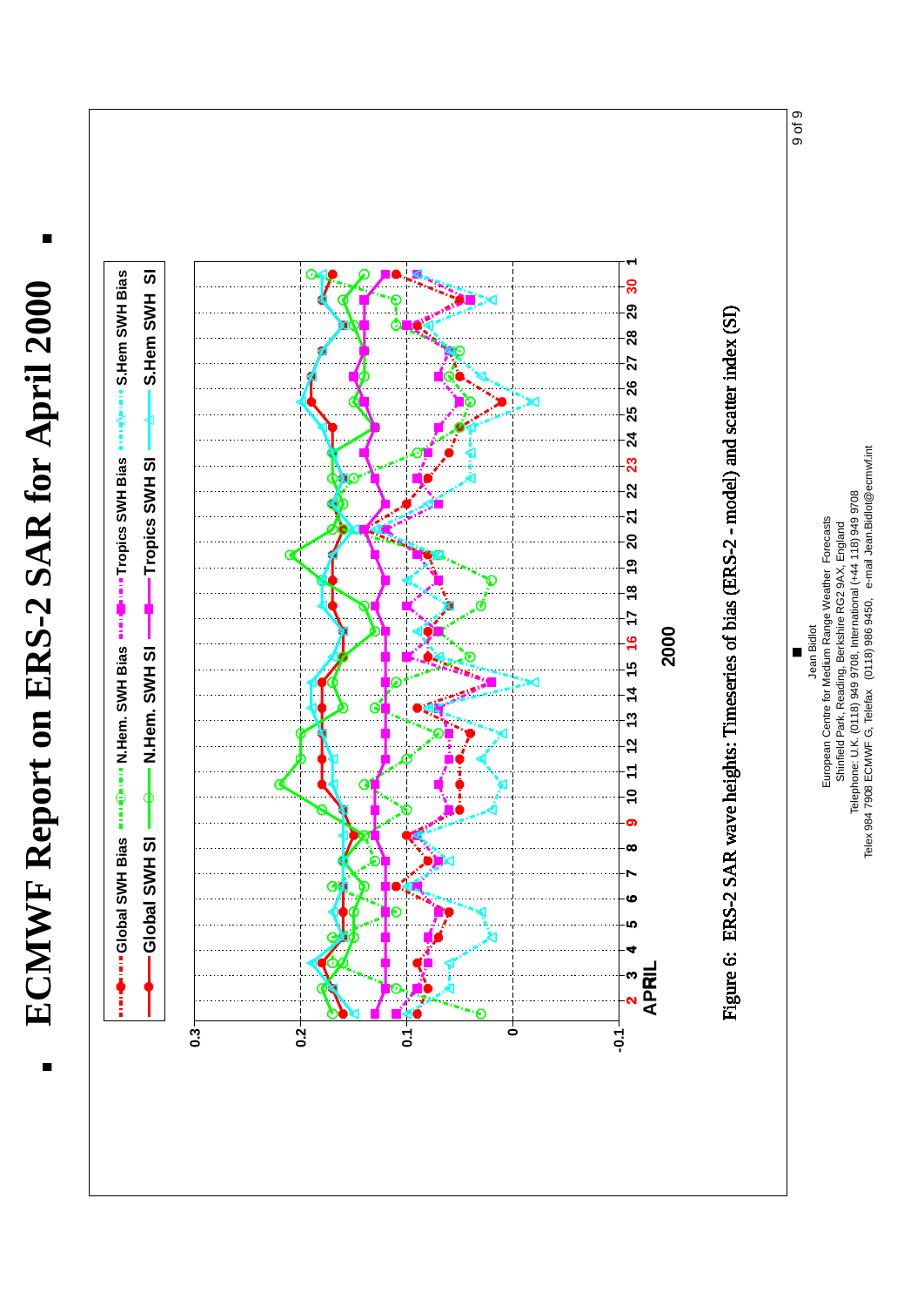# ECMWF Report on ERS-2 SAR for April 2000

Global SWH Bias
Global SWH SI
N.Hem. SWH Bias
N.Hem. SWH SI
Tropics SWH Bias
Tropics SWH SI
S.Hem SWH Bias
S.Hem SWH SI

0.3
0.2
0.1
0
-0.1

2 3 4 5 6 7 8 9 10 11 12 13 14 15 16 17 18 19 20 21 22 23 24 25 26 27 28 29 30 1

APRIL

2000

Figure 6: ERS-2 SAR wave heights: Timeseries of bias (ERS-2 - model) and scatter index (SI)

Jean Bidlot
European Centre for Medium Range Weather Forecasts
Shinfield Park, Reading, Berkshire RG2 9AX, England
Telephone: U.K. (0118) 949 9708, International (+44 118) 949 9708
Telex 984 7908 ECMWF G, Telefax (0118) 986 9450, e-mail Jean.Bidlot@ecmwf.int